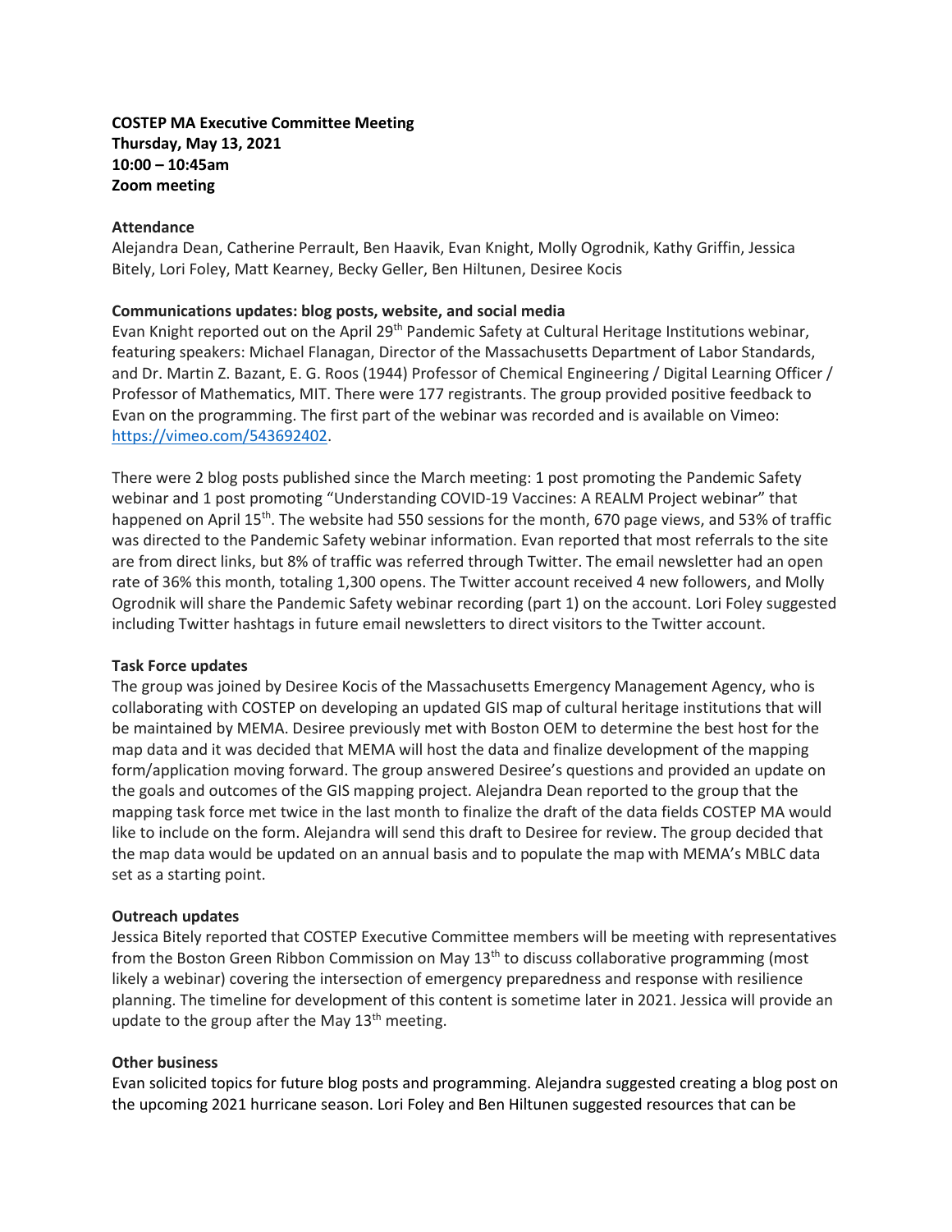**COSTEP MA Executive Committee Meeting**
**Thursday, May 13, 2021**
**10:00 – 10:45am**
**Zoom meeting**

**Attendance**
Alejandra Dean, Catherine Perrault, Ben Haavik, Evan Knight, Molly Ogrodnik, Kathy Griffin, Jessica Bitely, Lori Foley, Matt Kearney, Becky Geller, Ben Hiltunen, Desiree Kocis

**Communications updates: blog posts, website, and social media**
Evan Knight reported out on the April 29th Pandemic Safety at Cultural Heritage Institutions webinar, featuring speakers: Michael Flanagan, Director of the Massachusetts Department of Labor Standards, and Dr. Martin Z. Bazant, E. G. Roos (1944) Professor of Chemical Engineering / Digital Learning Officer / Professor of Mathematics, MIT. There were 177 registrants. The group provided positive feedback to Evan on the programming. The first part of the webinar was recorded and is available on Vimeo: https://vimeo.com/543692402.

There were 2 blog posts published since the March meeting: 1 post promoting the Pandemic Safety webinar and 1 post promoting "Understanding COVID-19 Vaccines: A REALM Project webinar" that happened on April 15th. The website had 550 sessions for the month, 670 page views, and 53% of traffic was directed to the Pandemic Safety webinar information. Evan reported that most referrals to the site are from direct links, but 8% of traffic was referred through Twitter. The email newsletter had an open rate of 36% this month, totaling 1,300 opens. The Twitter account received 4 new followers, and Molly Ogrodnik will share the Pandemic Safety webinar recording (part 1) on the account. Lori Foley suggested including Twitter hashtags in future email newsletters to direct visitors to the Twitter account.

**Task Force updates**
The group was joined by Desiree Kocis of the Massachusetts Emergency Management Agency, who is collaborating with COSTEP on developing an updated GIS map of cultural heritage institutions that will be maintained by MEMA. Desiree previously met with Boston OEM to determine the best host for the map data and it was decided that MEMA will host the data and finalize development of the mapping form/application moving forward. The group answered Desiree's questions and provided an update on the goals and outcomes of the GIS mapping project. Alejandra Dean reported to the group that the mapping task force met twice in the last month to finalize the draft of the data fields COSTEP MA would like to include on the form. Alejandra will send this draft to Desiree for review. The group decided that the map data would be updated on an annual basis and to populate the map with MEMA's MBLC data set as a starting point.

**Outreach updates**
Jessica Bitely reported that COSTEP Executive Committee members will be meeting with representatives from the Boston Green Ribbon Commission on May 13th to discuss collaborative programming (most likely a webinar) covering the intersection of emergency preparedness and response with resilience planning. The timeline for development of this content is sometime later in 2021. Jessica will provide an update to the group after the May 13th meeting.

**Other business**
Evan solicited topics for future blog posts and programming. Alejandra suggested creating a blog post on the upcoming 2021 hurricane season. Lori Foley and Ben Hiltunen suggested resources that can be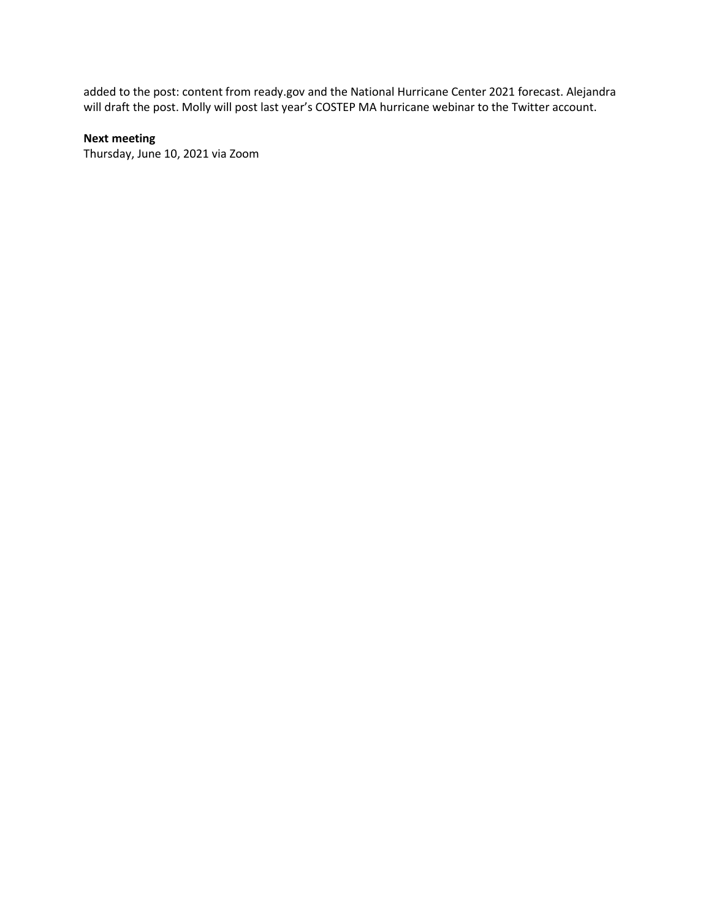added to the post: content from ready.gov and the National Hurricane Center 2021 forecast. Alejandra will draft the post. Molly will post last year's COSTEP MA hurricane webinar to the Twitter account.

**Next meeting**
Thursday, June 10, 2021 via Zoom